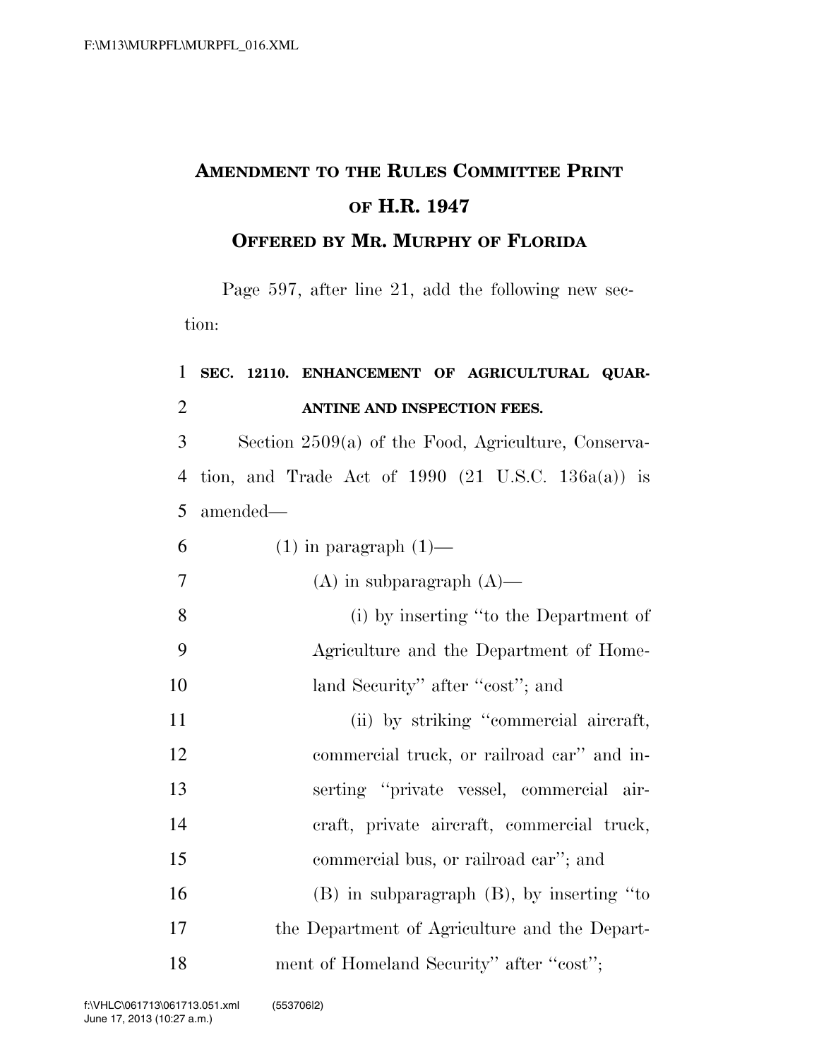# AMENDMENT TO THE RULES COMMITTEE PRINT OF H.R. 1947

## OFFERED BY MR. MURPHY OF FLORIDA

Page 597, after line 21, add the following new section:

**SEC. 12110. ENHANCEMENT OF AGRICULTURAL QUARANTINE AND INSPECTION FEES.**

Section 2509(a) of the Food, Agriculture, Conservation, and Trade Act of 1990 (21 U.S.C. 136a(a)) is amended—

(1) in paragraph (1)—

(A) in subparagraph (A)—

(i) by inserting "to the Department of Agriculture and the Department of Homeland Security" after "cost"; and

(ii) by striking "commercial aircraft, commercial truck, or railroad car" and inserting "private vessel, commercial aircraft, private aircraft, commercial truck, commercial bus, or railroad car"; and

(B) in subparagraph (B), by inserting "to the Department of Agriculture and the Department of Homeland Security" after "cost";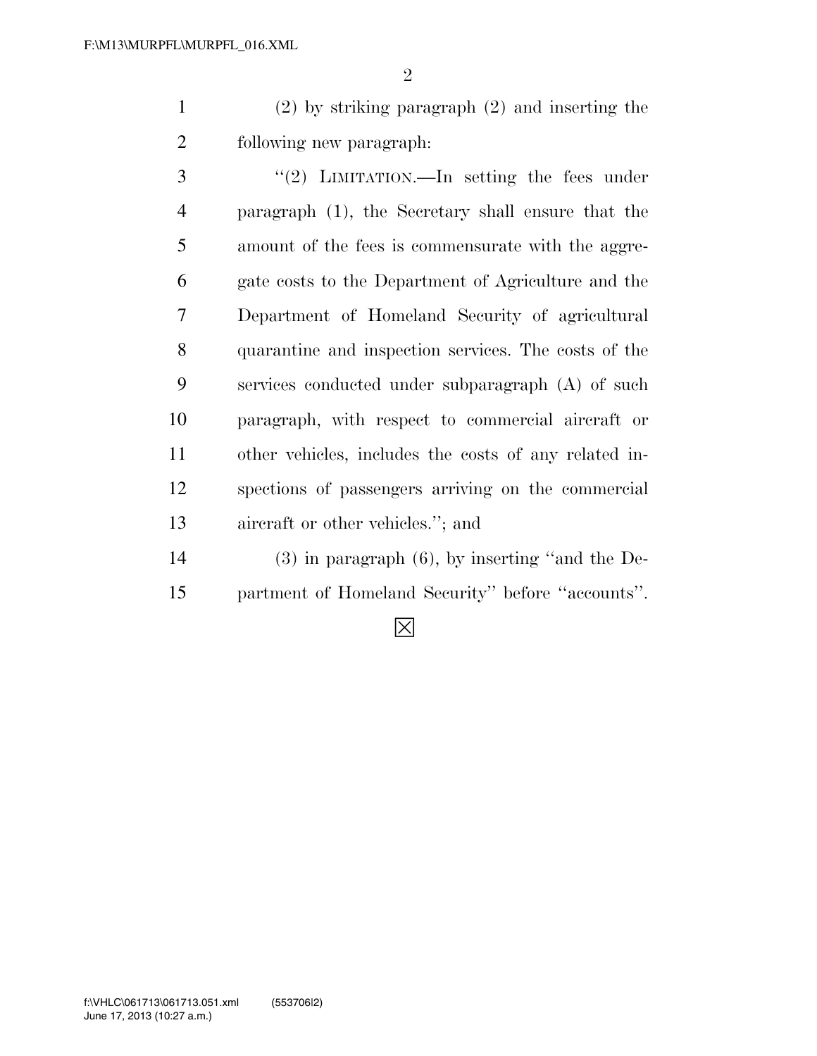(2) by striking paragraph (2) and inserting the following new paragraph:

"(2) LIMITATION.—In setting the fees under paragraph (1), the Secretary shall ensure that the amount of the fees is commensurate with the aggregate costs to the Department of Agriculture and the Department of Homeland Security of agricultural quarantine and inspection services. The costs of the services conducted under subparagraph (A) of such paragraph, with respect to commercial aircraft or other vehicles, includes the costs of any related inspections of passengers arriving on the commercial aircraft or other vehicles."; and

(3) in paragraph (6), by inserting "and the Department of Homeland Security" before "accounts".